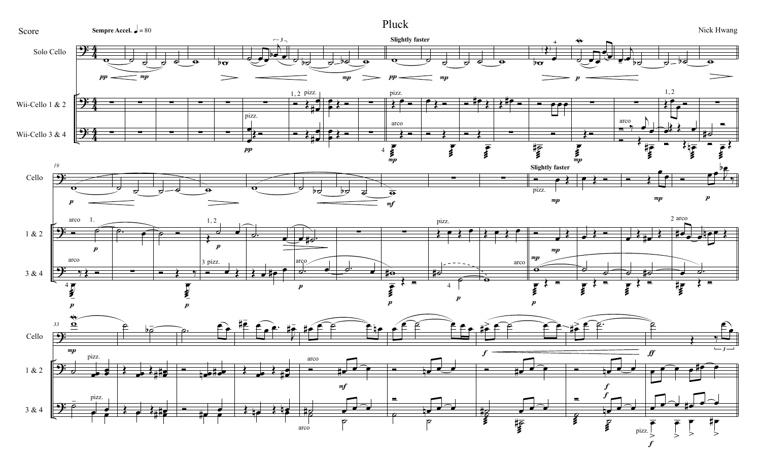Score

# Pluck

Nick Hwang

**Sempre Accel.** ♩ = 80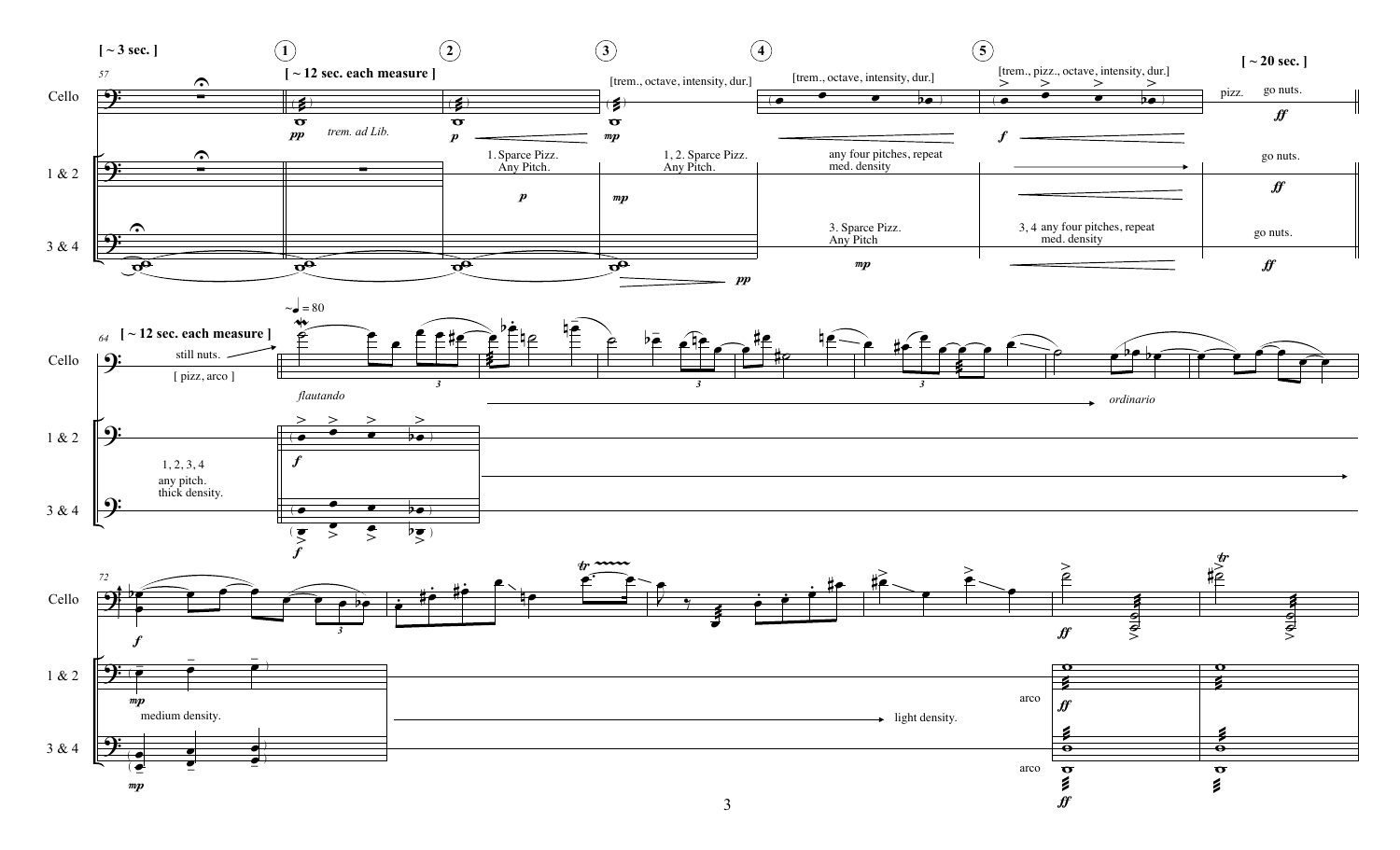[ ~ 3 sec. ]

57

Cello

1 & 2

3 & 4

1

[ ~ 12 sec. each measure ]

*pp* trem. ad Lib.

2

*p*

1. Sparce Pizz. Any Pitch.

*p*

3

*mp*

1, 2. Sparce Pizz. Any Pitch.

*mp*

[trem., octave, intensity, dur.]

*pp*

4

[trem., octave, intensity, dur.]

any four pitches, repeat med. density

3. Sparce Pizz. Any Pitch

*mp*

5

[trem., pizz., octave, intensity, dur.]

*f*

3, 4 any four pitches, repeat med. density

[ ~ 20 sec. ]

pizz. go nuts.

*ff*

go nuts.

*ff*

go nuts.

*ff*

64 [ ~ 12 sec. each measure ]

still nuts.

[ pizz, arco ]

~♩= 80

*flautando*

3

3

3

*ordinario*

*f*

1, 2, 3, 4 any pitch. thick density.

*f*

72

*f*

3

*tr*

*ff*

*tr*

*mp*

medium density.

light density.

arco

*ff*

*mp*

arco

*ff*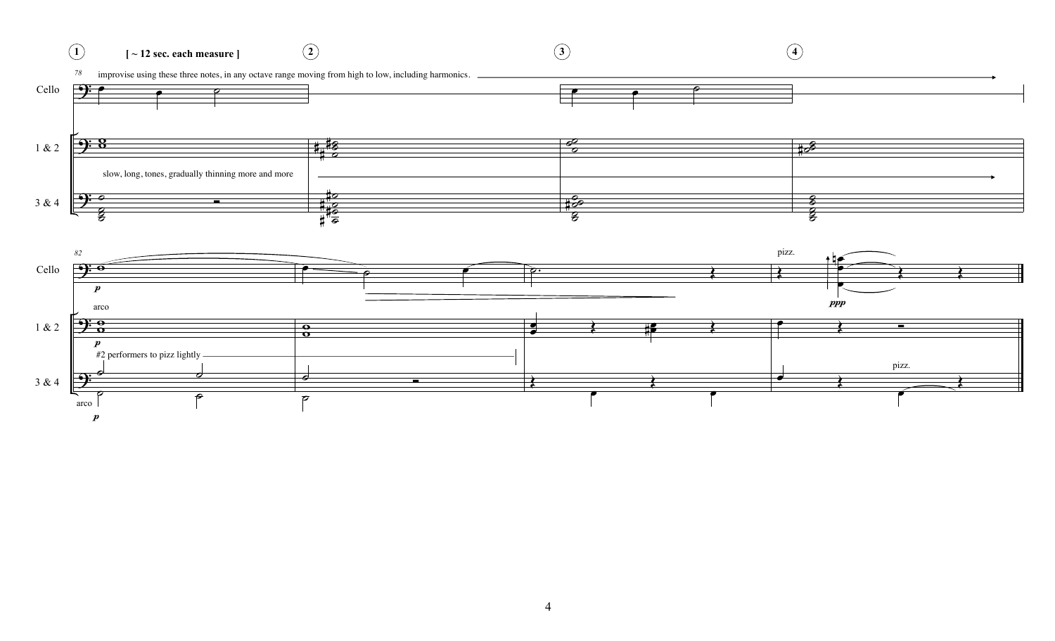1 [ ~ 12 sec. each measure ] 2 3 4

78 improvise using these three notes, in any octave range moving from high to low, including harmonics.

Cello

1 & 2

slow, long, tones, gradually thinning more and more

3 & 4

82

Cello

p

pizz.

ppp

arco

1 & 2

p

#2 performers to pizz lightly

3 & 4

pizz.

arco

p